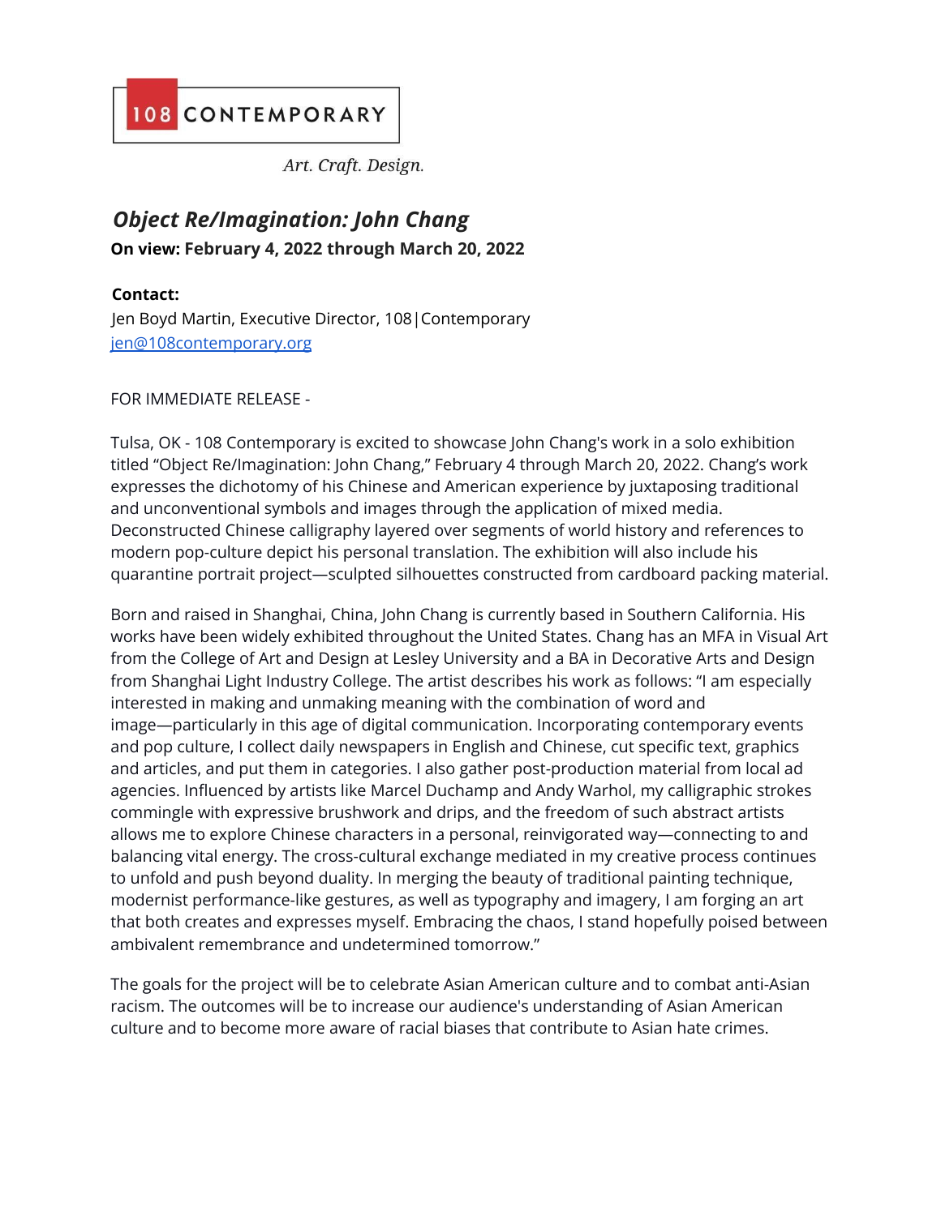108 CONTEMPORARY

*Art. Craft. Design.*

# *Object Re/Imagination: John Chang*

**On view: February 4, 2022 through March 20, 2022**

**Contact:**
Jen Boyd Martin, Executive Director, 108|Contemporary
jen@108contemporary.org

FOR IMMEDIATE RELEASE -

Tulsa, OK - 108 Contemporary is excited to showcase John Chang's work in a solo exhibition titled "Object Re/Imagination: John Chang," February 4 through March 20, 2022. Chang's work expresses the dichotomy of his Chinese and American experience by juxtaposing traditional and unconventional symbols and images through the application of mixed media. Deconstructed Chinese calligraphy layered over segments of world history and references to modern pop-culture depict his personal translation. The exhibition will also include his quarantine portrait project—sculpted silhouettes constructed from cardboard packing material.

Born and raised in Shanghai, China, John Chang is currently based in Southern California. His works have been widely exhibited throughout the United States. Chang has an MFA in Visual Art from the College of Art and Design at Lesley University and a BA in Decorative Arts and Design from Shanghai Light Industry College. The artist describes his work as follows: "I am especially interested in making and unmaking meaning with the combination of word and image—particularly in this age of digital communication. Incorporating contemporary events and pop culture, I collect daily newspapers in English and Chinese, cut specific text, graphics and articles, and put them in categories. I also gather post-production material from local ad agencies. Influenced by artists like Marcel Duchamp and Andy Warhol, my calligraphic strokes commingle with expressive brushwork and drips, and the freedom of such abstract artists allows me to explore Chinese characters in a personal, reinvigorated way—connecting to and balancing vital energy. The cross-cultural exchange mediated in my creative process continues to unfold and push beyond duality. In merging the beauty of traditional painting technique, modernist performance-like gestures, as well as typography and imagery, I am forging an art that both creates and expresses myself. Embracing the chaos, I stand hopefully poised between ambivalent remembrance and undetermined tomorrow."

The goals for the project will be to celebrate Asian American culture and to combat anti-Asian racism. The outcomes will be to increase our audience's understanding of Asian American culture and to become more aware of racial biases that contribute to Asian hate crimes.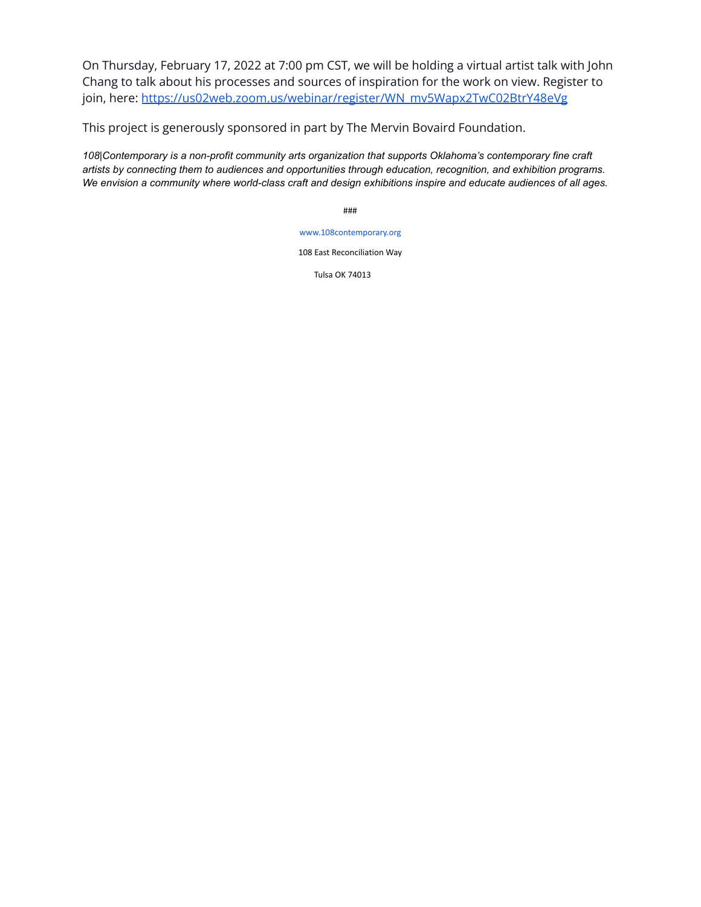On Thursday, February 17, 2022 at 7:00 pm CST, we will be holding a virtual artist talk with John Chang to talk about his processes and sources of inspiration for the work on view. Register to join, here: [https://us02web.zoom.us/webinar/register/WN_mv5Wapx2TwC02BtrY48eVg](https://us02web.zoom.us/webinar/register/WN_mv5Wapx2TwC02BtrY48eVg)

This project is generously sponsored in part by The Mervin Bovaird Foundation.

*108|Contemporary is a non-profit community arts organization that supports Oklahoma's contemporary fine craft artists by connecting them to audiences and opportunities through education, recognition, and exhibition programs. We envision a community where world-class craft and design exhibitions inspire and educate audiences of all ages.*

###

www.108contemporary.org

108 East Reconciliation Way

Tulsa OK 74013